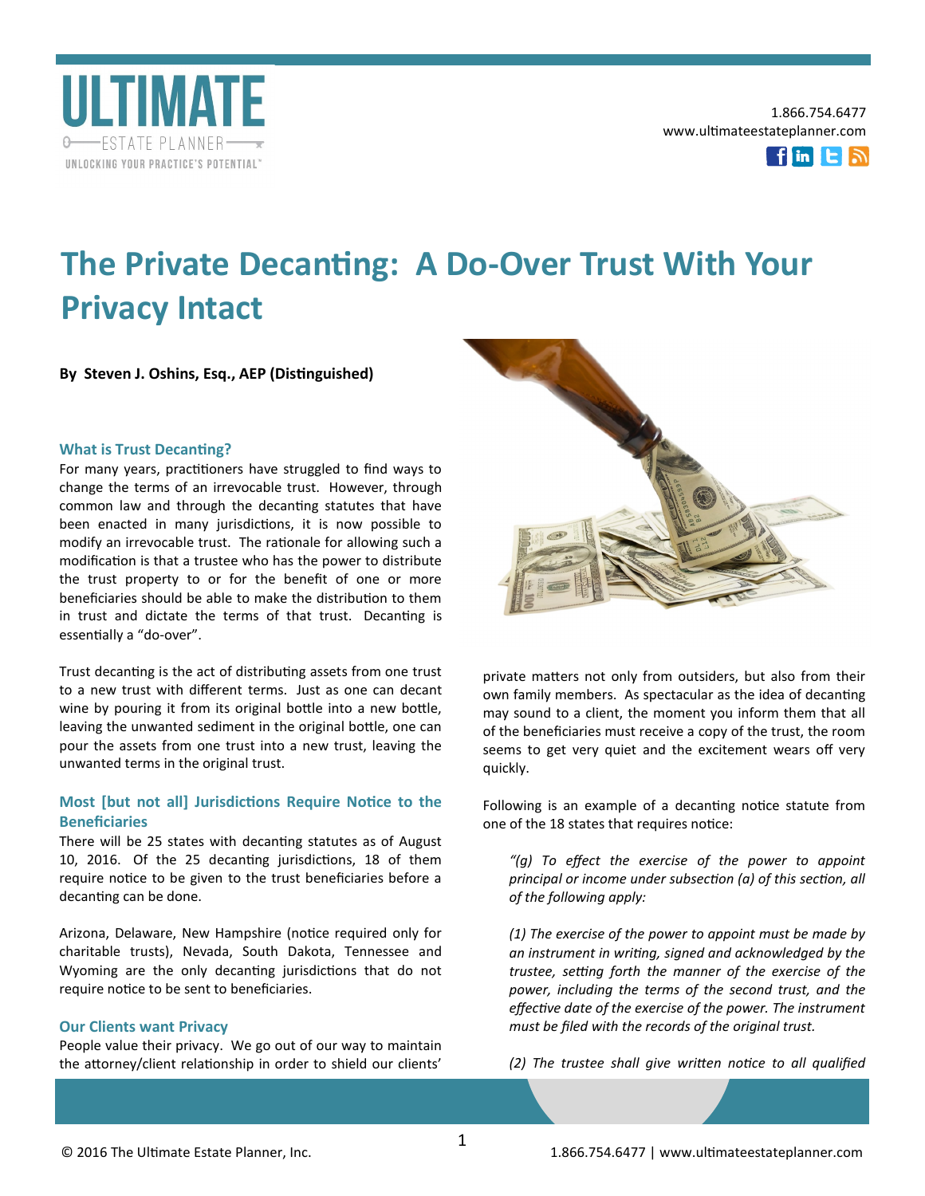# The Private Decanting: A Do-Over Trust With Your Privacy Intact

**By Steven J. Oshins, Esq., AEP (Distinguished)**

## What is Trust Decanting?

For many years, practitioners have struggled to find ways to change the terms of an irrevocable trust. However, through common law and through the decanting statutes that have been enacted in many jurisdictions, it is now possible to modify an irrevocable trust. The rationale for allowing such a modification is that a trustee who has the power to distribute the trust property to or for the benefit of one or more beneficiaries should be able to make the distribution to them in trust and dictate the terms of that trust. Decanting is essentially a "do-over".

Trust decanting is the act of distributing assets from one trust to a new trust with different terms. Just as one can decant wine by pouring it from its original bottle into a new bottle, leaving the unwanted sediment in the original bottle, one can pour the assets from one trust into a new trust, leaving the unwanted terms in the original trust.

## Most [but not all] Jurisdictions Require Notice to the Beneficiaries

There will be 25 states with decanting statutes as of August 10, 2016. Of the 25 decanting jurisdictions, 18 of them require notice to be given to the trust beneficiaries before a decanting can be done.

Arizona, Delaware, New Hampshire (notice required only for charitable trusts), Nevada, South Dakota, Tennessee and Wyoming are the only decanting jurisdictions that do not require notice to be sent to beneficiaries.

## Our Clients want Privacy

People value their privacy. We go out of our way to maintain the attorney/client relationship in order to shield our clients' private matters not only from outsiders, but also from their own family members. As spectacular as the idea of decanting may sound to a client, the moment you inform them that all of the beneficiaries must receive a copy of the trust, the room seems to get very quiet and the excitement wears off very quickly.

Following is an example of a decanting notice statute from one of the 18 states that requires notice:

> *"(g) To effect the exercise of the power to appoint principal or income under subsection (a) of this section, all of the following apply:*
>
> *(1) The exercise of the power to appoint must be made by an instrument in writing, signed and acknowledged by the trustee, setting forth the manner of the exercise of the power, including the terms of the second trust, and the effective date of the exercise of the power. The instrument must be filed with the records of the original trust.*
>
> *(2) The trustee shall give written notice to all qualified*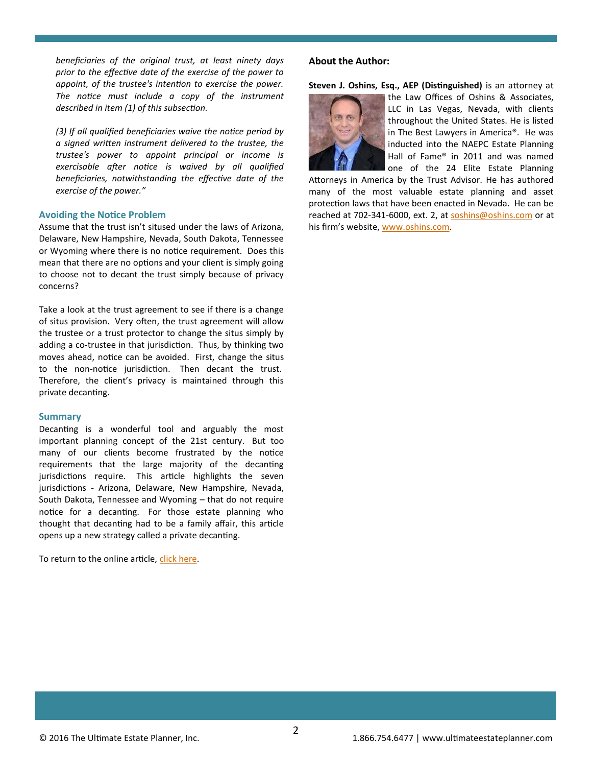*beneficiaries of the original trust, at least ninety days prior to the effective date of the exercise of the power to appoint, of the trustee's intention to exercise the power. The notice must include a copy of the instrument described in item (1) of this subsection.*

*(3) If all qualified beneficiaries waive the notice period by a signed written instrument delivered to the trustee, the trustee's power to appoint principal or income is exercisable after notice is waived by all qualified beneficiaries, notwithstanding the effective date of the exercise of the power."*

### Avoiding the Notice Problem

Assume that the trust isn't sitused under the laws of Arizona, Delaware, New Hampshire, Nevada, South Dakota, Tennessee or Wyoming where there is no notice requirement. Does this mean that there are no options and your client is simply going to choose not to decant the trust simply because of privacy concerns?

Take a look at the trust agreement to see if there is a change of situs provision. Very often, the trust agreement will allow the trustee or a trust protector to change the situs simply by adding a co-trustee in that jurisdiction. Thus, by thinking two moves ahead, notice can be avoided. First, change the situs to the non-notice jurisdiction. Then decant the trust. Therefore, the client's privacy is maintained through this private decanting.

### Summary

Decanting is a wonderful tool and arguably the most important planning concept of the 21st century. But too many of our clients become frustrated by the notice requirements that the large majority of the decanting jurisdictions require. This article highlights the seven jurisdictions - Arizona, Delaware, New Hampshire, Nevada, South Dakota, Tennessee and Wyoming – that do not require notice for a decanting. For those estate planning who thought that decanting had to be a family affair, this article opens up a new strategy called a private decanting.

To return to the online article, click here.

### About the Author:

**Steven J. Oshins, Esq., AEP (Distinguished)** is an attorney at the Law Offices of Oshins & Associates, LLC in Las Vegas, Nevada, with clients throughout the United States. He is listed in The Best Lawyers in America®. He was inducted into the NAEPC Estate Planning Hall of Fame® in 2011 and was named one of the 24 Elite Estate Planning Attorneys in America by the Trust Advisor. He has authored many of the most valuable estate planning and asset protection laws that have been enacted in Nevada. He can be reached at 702-341-6000, ext. 2, at soshins@oshins.com or at his firm's website, www.oshins.com.

© 2016 The Ultimate Estate Planner, Inc. 1.866.754.6477 | www.ultimateestateplanner.com